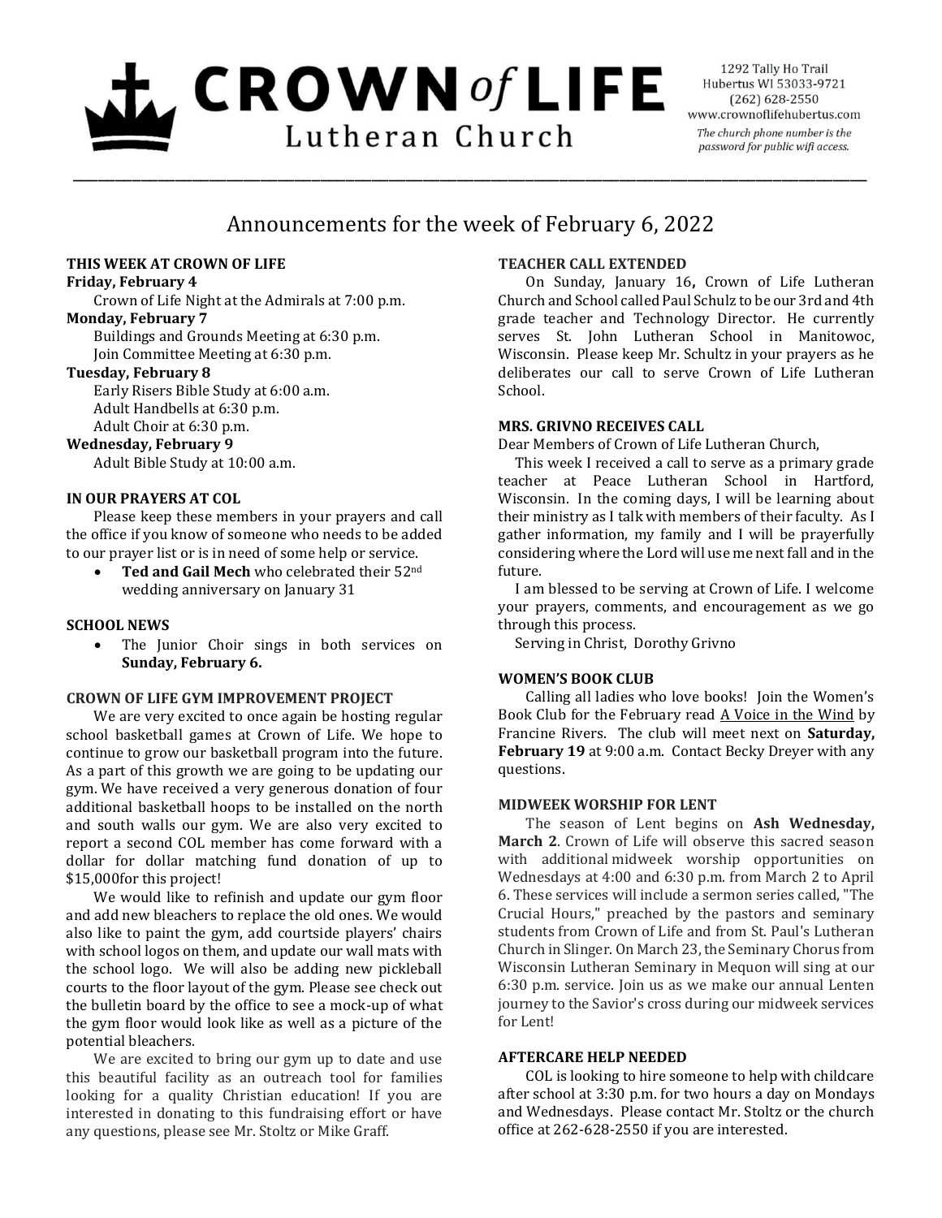# CROWN *of* LIFE Lutheran Church

1292 Tally Ho Trail
Hubertus WI 53033-9721
(262) 628-2550
www.crownoflifehubertus.com

*The church phone number is the password for public wifi access.*

## Announcements for the week of February 6, 2022

### THIS WEEK AT CROWN OF LIFE

**Friday, February 4**
Crown of Life Night at the Admirals at 7:00 p.m.

**Monday, February 7**
Buildings and Grounds Meeting at 6:30 p.m.
Join Committee Meeting at 6:30 p.m.

**Tuesday, February 8**
Early Risers Bible Study at 6:00 a.m.
Adult Handbells at 6:30 p.m.
Adult Choir at 6:30 p.m.

**Wednesday, February 9**
Adult Bible Study at 10:00 a.m.

### IN OUR PRAYERS AT COL

Please keep these members in your prayers and call the office if you know of someone who needs to be added to our prayer list or is in need of some help or service.

- **Ted and Gail Mech** who celebrated their 52nd wedding anniversary on January 31

### SCHOOL NEWS

- The Junior Choir sings in both services on **Sunday, February 6.**

### CROWN OF LIFE GYM IMPROVEMENT PROJECT

We are very excited to once again be hosting regular school basketball games at Crown of Life. We hope to continue to grow our basketball program into the future. As a part of this growth we are going to be updating our gym. We have received a very generous donation of four additional basketball hoops to be installed on the north and south walls our gym. We are also very excited to report a second COL member has come forward with a dollar for dollar matching fund donation of up to $15,000for this project!

We would like to refinish and update our gym floor and add new bleachers to replace the old ones. We would also like to paint the gym, add courtside players' chairs with school logos on them, and update our wall mats with the school logo. We will also be adding new pickleball courts to the floor layout of the gym. Please see check out the bulletin board by the office to see a mock-up of what the gym floor would look like as well as a picture of the potential bleachers.

We are excited to bring our gym up to date and use this beautiful facility as an outreach tool for families looking for a quality Christian education! If you are interested in donating to this fundraising effort or have any questions, please see Mr. Stoltz or Mike Graff.

### TEACHER CALL EXTENDED

On Sunday, January 16**,** Crown of Life Lutheran Church and School called Paul Schulz to be our 3rd and 4th grade teacher and Technology Director. He currently serves St. John Lutheran School in Manitowoc, Wisconsin. Please keep Mr. Schultz in your prayers as he deliberates our call to serve Crown of Life Lutheran School.

### MRS. GRIVNO RECEIVES CALL

Dear Members of Crown of Life Lutheran Church,

This week I received a call to serve as a primary grade teacher at Peace Lutheran School in Hartford, Wisconsin. In the coming days, I will be learning about their ministry as I talk with members of their faculty. As I gather information, my family and I will be prayerfully considering where the Lord will use me next fall and in the future.

I am blessed to be serving at Crown of Life. I welcome your prayers, comments, and encouragement as we go through this process.

Serving in Christ, Dorothy Grivno

### WOMEN'S BOOK CLUB

Calling all ladies who love books! Join the Women's Book Club for the February read A Voice in the Wind by Francine Rivers. The club will meet next on **Saturday, February 19** at 9:00 a.m. Contact Becky Dreyer with any questions.

### MIDWEEK WORSHIP FOR LENT

The season of Lent begins on **Ash Wednesday, March 2**. Crown of Life will observe this sacred season with additional midweek worship opportunities on Wednesdays at 4:00 and 6:30 p.m. from March 2 to April 6. These services will include a sermon series called, "The Crucial Hours," preached by the pastors and seminary students from Crown of Life and from St. Paul's Lutheran Church in Slinger. On March 23, the Seminary Chorus from Wisconsin Lutheran Seminary in Mequon will sing at our 6:30 p.m. service. Join us as we make our annual Lenten journey to the Savior's cross during our midweek services for Lent!

### AFTERCARE HELP NEEDED

COL is looking to hire someone to help with childcare after school at 3:30 p.m. for two hours a day on Mondays and Wednesdays. Please contact Mr. Stoltz or the church office at 262-628-2550 if you are interested.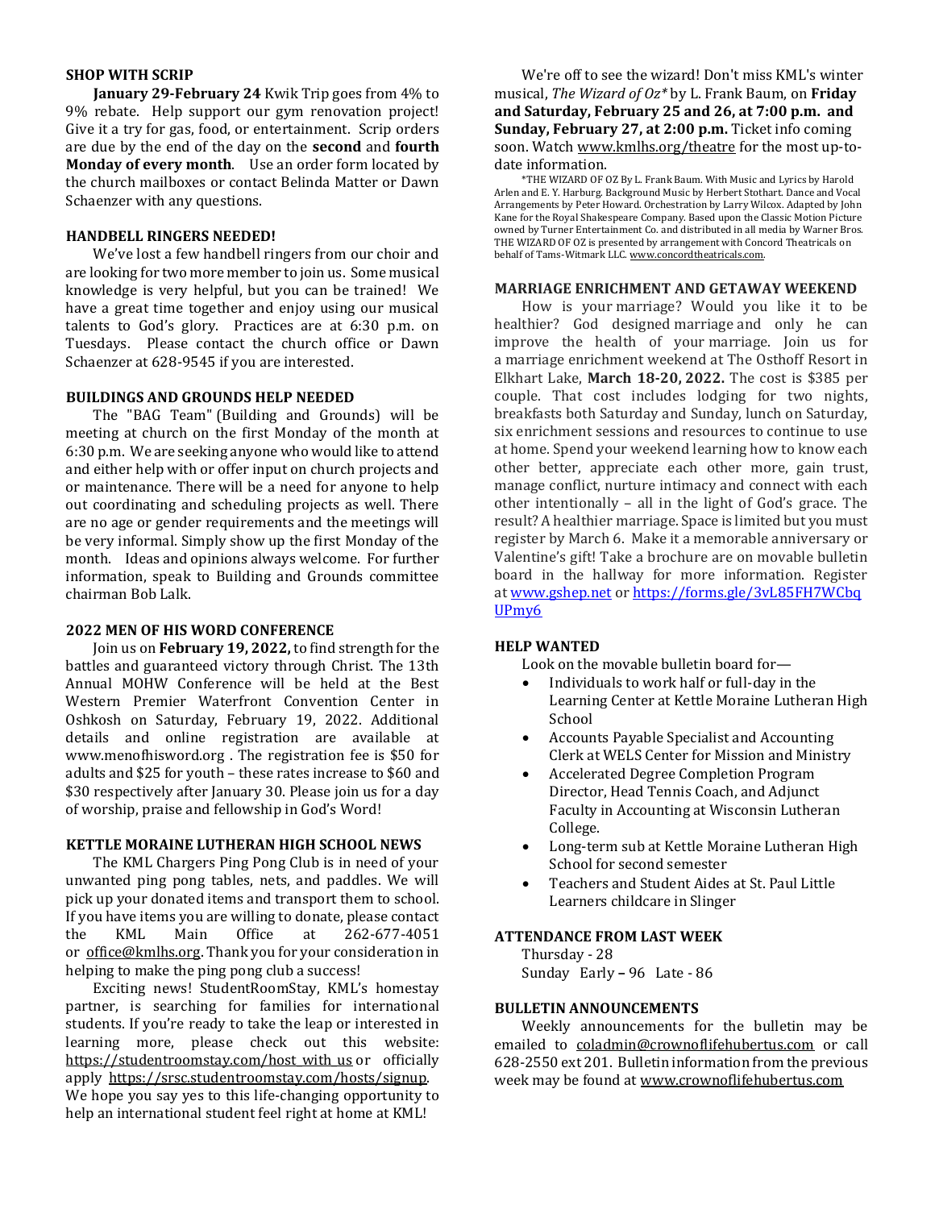## SHOP WITH SCRIP

**January 29-February 24** Kwik Trip goes from 4% to 9% rebate. Help support our gym renovation project! Give it a try for gas, food, or entertainment. Scrip orders are due by the end of the day on the **second** and **fourth Monday of every month**. Use an order form located by the church mailboxes or contact Belinda Matter or Dawn Schaenzer with any questions.

## HANDBELL RINGERS NEEDED!

We've lost a few handbell ringers from our choir and are looking for two more member to join us. Some musical knowledge is very helpful, but you can be trained! We have a great time together and enjoy using our musical talents to God's glory. Practices are at 6:30 p.m. on Tuesdays. Please contact the church office or Dawn Schaenzer at 628-9545 if you are interested.

## BUILDINGS AND GROUNDS HELP NEEDED

The "BAG Team" (Building and Grounds) will be meeting at church on the first Monday of the month at 6:30 p.m. We are seeking anyone who would like to attend and either help with or offer input on church projects and or maintenance. There will be a need for anyone to help out coordinating and scheduling projects as well. There are no age or gender requirements and the meetings will be very informal. Simply show up the first Monday of the month. Ideas and opinions always welcome. For further information, speak to Building and Grounds committee chairman Bob Lalk.

## 2022 MEN OF HIS WORD CONFERENCE

Join us on **February 19, 2022,** to find strength for the battles and guaranteed victory through Christ. The 13th Annual MOHW Conference will be held at the Best Western Premier Waterfront Convention Center in Oshkosh on Saturday, February 19, 2022. Additional details and online registration are available at www.menofhisword.org . The registration fee is $50 for adults and $25 for youth – these rates increase to $60 and $30 respectively after January 30. Please join us for a day of worship, praise and fellowship in God's Word!

## KETTLE MORAINE LUTHERAN HIGH SCHOOL NEWS

The KML Chargers Ping Pong Club is in need of your unwanted ping pong tables, nets, and paddles. We will pick up your donated items and transport them to school. If you have items you are willing to donate, please contact the KML Main Office at 262-677-4051 or office@kmlhs.org. Thank you for your consideration in helping to make the ping pong club a success!

Exciting news! StudentRoomStay, KML's homestay partner, is searching for families for international students. If you're ready to take the leap or interested in learning more, please check out this website: https://studentroomstay.com/host_with_us or officially apply https://srsc.studentroomstay.com/hosts/signup. We hope you say yes to this life-changing opportunity to help an international student feel right at home at KML!

We're off to see the wizard! Don't miss KML's winter musical, *The Wizard of Oz\** by L. Frank Baum, on **Friday and Saturday, February 25 and 26, at 7:00 p.m. and Sunday, February 27, at 2:00 p.m.** Ticket info coming soon. Watch www.kmlhs.org/theatre for the most up-to-date information.

*THE WIZARD OF OZ By L. Frank Baum. With Music and Lyrics by Harold Arlen and E. Y. Harburg. Background Music by Herbert Stothart. Dance and Vocal Arrangements by Peter Howard. Orchestration by Larry Wilcox. Adapted by John Kane for the Royal Shakespeare Company. Based upon the Classic Motion Picture owned by Turner Entertainment Co. and distributed in all media by Warner Bros. THE WIZARD OF OZ is presented by arrangement with Concord Theatricals on behalf of Tams-Witmark LLC. www.concordtheatricals.com.

## MARRIAGE ENRICHMENT AND GETAWAY WEEKEND

How is your marriage? Would you like it to be healthier? God designed marriage and only he can improve the health of your marriage. Join us for a marriage enrichment weekend at The Osthoff Resort in Elkhart Lake, **March 18-20, 2022.** The cost is $385 per couple. That cost includes lodging for two nights, breakfasts both Saturday and Sunday, lunch on Saturday, six enrichment sessions and resources to continue to use at home. Spend your weekend learning how to know each other better, appreciate each other more, gain trust, manage conflict, nurture intimacy and connect with each other intentionally – all in the light of God's grace. The result? A healthier marriage. Space is limited but you must register by March 6. Make it a memorable anniversary or Valentine's gift! Take a brochure are on movable bulletin board in the hallway for more information. Register at www.gshep.net or https://forms.gle/3vL85FH7WCbqUPmy6

## HELP WANTED

Look on the movable bulletin board for—

- Individuals to work half or full-day in the Learning Center at Kettle Moraine Lutheran High School
- Accounts Payable Specialist and Accounting Clerk at WELS Center for Mission and Ministry
- Accelerated Degree Completion Program Director, Head Tennis Coach, and Adjunct Faculty in Accounting at Wisconsin Lutheran College.
- Long-term sub at Kettle Moraine Lutheran High School for second semester
- Teachers and Student Aides at St. Paul Little Learners childcare in Slinger

## ATTENDANCE FROM LAST WEEK

Thursday - 28
Sunday Early – 96 Late - 86

## BULLETIN ANNOUNCEMENTS

Weekly announcements for the bulletin may be emailed to coladmin@crownoflifehubertus.com or call 628-2550 ext 201. Bulletin information from the previous week may be found at www.crownoflifehubertus.com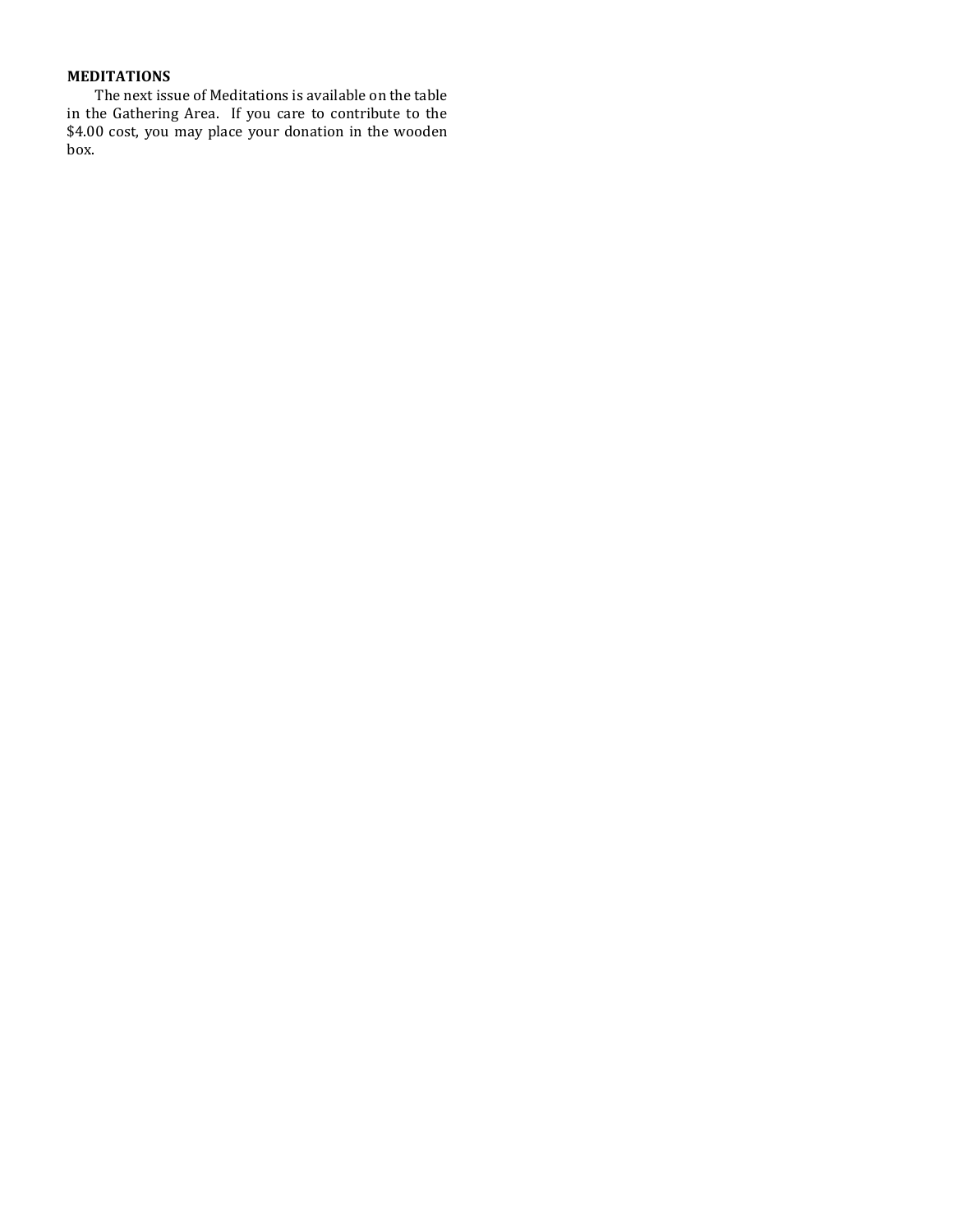**MEDITATIONS**

The next issue of Meditations is available on the table in the Gathering Area. If you care to contribute to the $4.00 cost, you may place your donation in the wooden box.